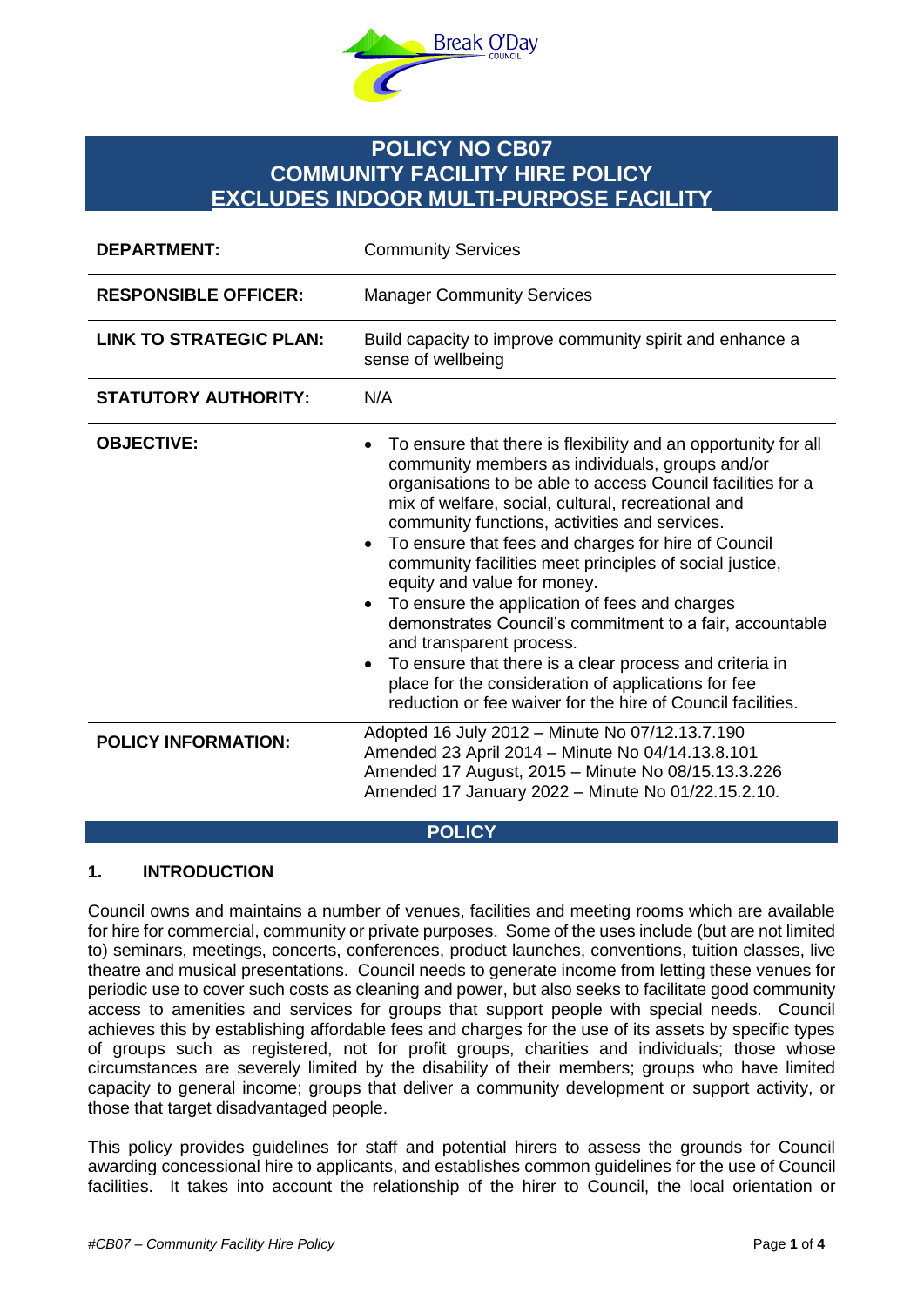# POLICY NO CB07
# COMMUNITY FACILITY HIRE POLICY
# EXCLUDES INDOOR MULTI-PURPOSE FACILITY

| | |
|---|---|
| **DEPARTMENT:** | Community Services |
| **RESPONSIBLE OFFICER:** | Manager Community Services |
| **LINK TO STRATEGIC PLAN:** | Build capacity to improve community spirit and enhance a sense of wellbeing |
| **STATUTORY AUTHORITY:** | N/A |
| **OBJECTIVE:** | • To ensure that there is flexibility and an opportunity for all community members as individuals, groups and/or organisations to be able to access Council facilities for a mix of welfare, social, cultural, recreational and community functions, activities and services.<br>• To ensure that fees and charges for hire of Council community facilities meet principles of social justice, equity and value for money.<br>• To ensure the application of fees and charges demonstrates Council's commitment to a fair, accountable and transparent process.<br>• To ensure that there is a clear process and criteria in place for the consideration of applications for fee reduction or fee waiver for the hire of Council facilities. |
| **POLICY INFORMATION:** | Adopted 16 July 2012 – Minute No 07/12.13.7.190<br>Amended 23 April 2014 – Minute No 04/14.13.8.101<br>Amended 17 August, 2015 – Minute No 08/15.13.3.226<br>Amended 17 January 2022 – Minute No 01/22.15.2.10. |

## POLICY

### 1. INTRODUCTION

Council owns and maintains a number of venues, facilities and meeting rooms which are available for hire for commercial, community or private purposes. Some of the uses include (but are not limited to) seminars, meetings, concerts, conferences, product launches, conventions, tuition classes, live theatre and musical presentations. Council needs to generate income from letting these venues for periodic use to cover such costs as cleaning and power, but also seeks to facilitate good community access to amenities and services for groups that support people with special needs. Council achieves this by establishing affordable fees and charges for the use of its assets by specific types of groups such as registered, not for profit groups, charities and individuals; those whose circumstances are severely limited by the disability of their members; groups who have limited capacity to general income; groups that deliver a community development or support activity, or those that target disadvantaged people.

This policy provides guidelines for staff and potential hirers to assess the grounds for Council awarding concessional hire to applicants, and establishes common guidelines for the use of Council facilities. It takes into account the relationship of the hirer to Council, the local orientation or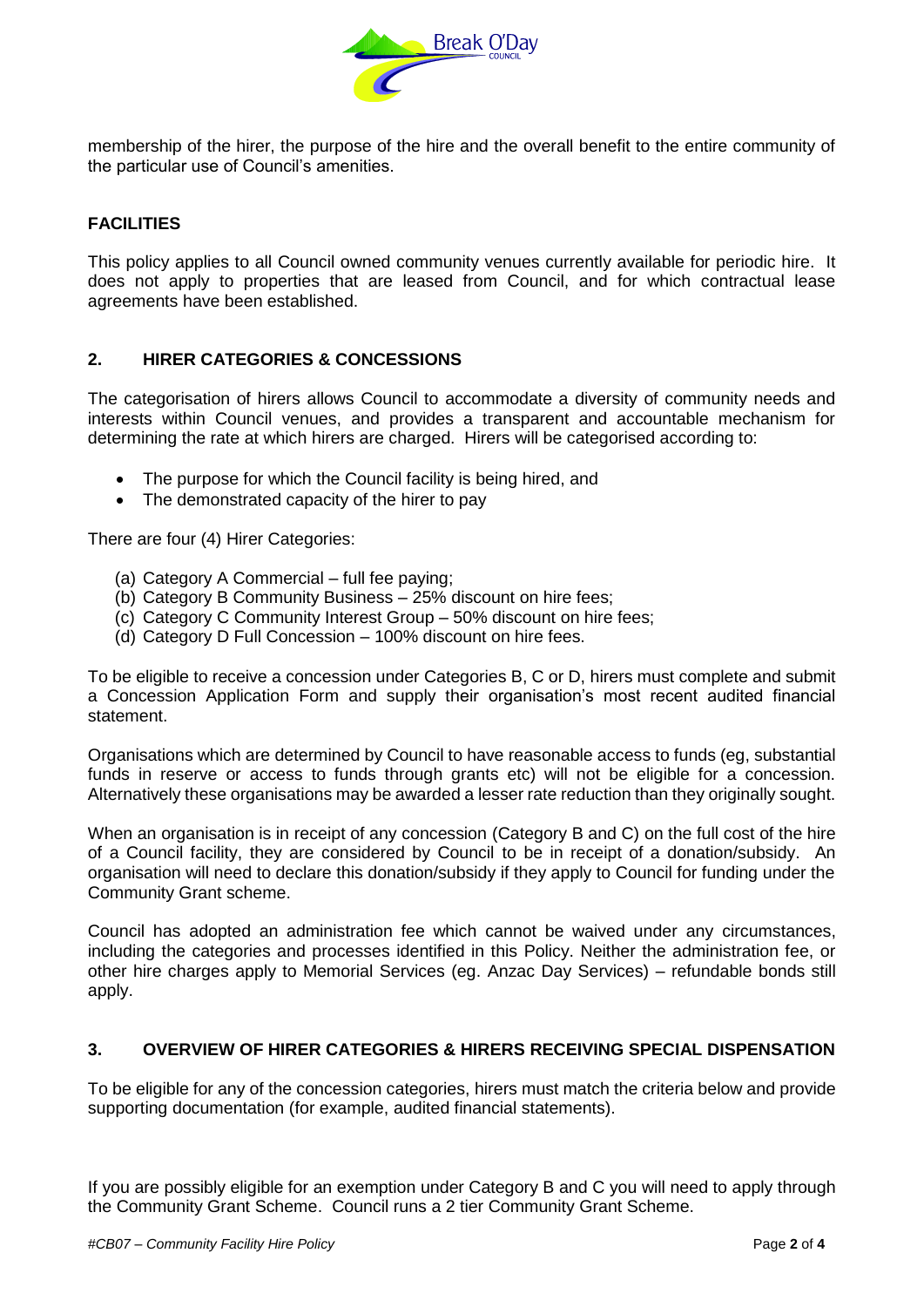membership of the hirer, the purpose of the hire and the overall benefit to the entire community of the particular use of Council's amenities.

**FACILITIES**

This policy applies to all Council owned community venues currently available for periodic hire. It does not apply to properties that are leased from Council, and for which contractual lease agreements have been established.

## 2. HIRER CATEGORIES & CONCESSIONS

The categorisation of hirers allows Council to accommodate a diversity of community needs and interests within Council venues, and provides a transparent and accountable mechanism for determining the rate at which hirers are charged. Hirers will be categorised according to:

- The purpose for which the Council facility is being hired, and
- The demonstrated capacity of the hirer to pay

There are four (4) Hirer Categories:

(a) Category A Commercial – full fee paying;
(b) Category B Community Business – 25% discount on hire fees;
(c) Category C Community Interest Group – 50% discount on hire fees;
(d) Category D Full Concession – 100% discount on hire fees.

To be eligible to receive a concession under Categories B, C or D, hirers must complete and submit a Concession Application Form and supply their organisation's most recent audited financial statement.

Organisations which are determined by Council to have reasonable access to funds (eg, substantial funds in reserve or access to funds through grants etc) will not be eligible for a concession. Alternatively these organisations may be awarded a lesser rate reduction than they originally sought.

When an organisation is in receipt of any concession (Category B and C) on the full cost of the hire of a Council facility, they are considered by Council to be in receipt of a donation/subsidy. An organisation will need to declare this donation/subsidy if they apply to Council for funding under the Community Grant scheme.

Council has adopted an administration fee which cannot be waived under any circumstances, including the categories and processes identified in this Policy. Neither the administration fee, or other hire charges apply to Memorial Services (eg. Anzac Day Services) – refundable bonds still apply.

## 3. OVERVIEW OF HIRER CATEGORIES & HIRERS RECEIVING SPECIAL DISPENSATION

To be eligible for any of the concession categories, hirers must match the criteria below and provide supporting documentation (for example, audited financial statements).

If you are possibly eligible for an exemption under Category B and C you will need to apply through the Community Grant Scheme. Council runs a 2 tier Community Grant Scheme.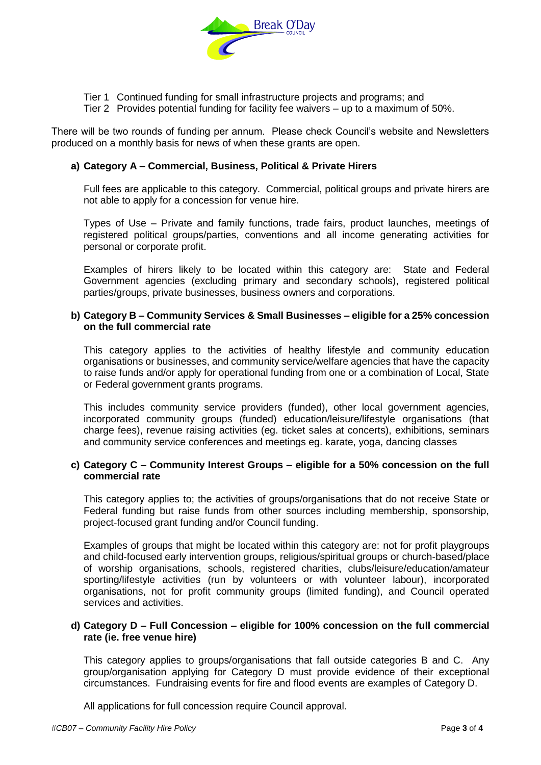Tier 1 Continued funding for small infrastructure projects and programs; and
Tier 2 Provides potential funding for facility fee waivers – up to a maximum of 50%.

There will be two rounds of funding per annum. Please check Council's website and Newsletters produced on a monthly basis for news of when these grants are open.

**a) Category A – Commercial, Business, Political & Private Hirers**

Full fees are applicable to this category. Commercial, political groups and private hirers are not able to apply for a concession for venue hire.

Types of Use – Private and family functions, trade fairs, product launches, meetings of registered political groups/parties, conventions and all income generating activities for personal or corporate profit.

Examples of hirers likely to be located within this category are: State and Federal Government agencies (excluding primary and secondary schools), registered political parties/groups, private businesses, business owners and corporations.

**b) Category B – Community Services & Small Businesses – eligible for a 25% concession on the full commercial rate**

This category applies to the activities of healthy lifestyle and community education organisations or businesses, and community service/welfare agencies that have the capacity to raise funds and/or apply for operational funding from one or a combination of Local, State or Federal government grants programs.

This includes community service providers (funded), other local government agencies, incorporated community groups (funded) education/leisure/lifestyle organisations (that charge fees), revenue raising activities (eg. ticket sales at concerts), exhibitions, seminars and community service conferences and meetings eg. karate, yoga, dancing classes

**c) Category C – Community Interest Groups – eligible for a 50% concession on the full commercial rate**

This category applies to; the activities of groups/organisations that do not receive State or Federal funding but raise funds from other sources including membership, sponsorship, project-focused grant funding and/or Council funding.

Examples of groups that might be located within this category are: not for profit playgroups and child-focused early intervention groups, religious/spiritual groups or church-based/place of worship organisations, schools, registered charities, clubs/leisure/education/amateur sporting/lifestyle activities (run by volunteers or with volunteer labour), incorporated organisations, not for profit community groups (limited funding), and Council operated services and activities.

**d) Category D – Full Concession – eligible for 100% concession on the full commercial rate (ie. free venue hire)**

This category applies to groups/organisations that fall outside categories B and C. Any group/organisation applying for Category D must provide evidence of their exceptional circumstances. Fundraising events for fire and flood events are examples of Category D.

All applications for full concession require Council approval.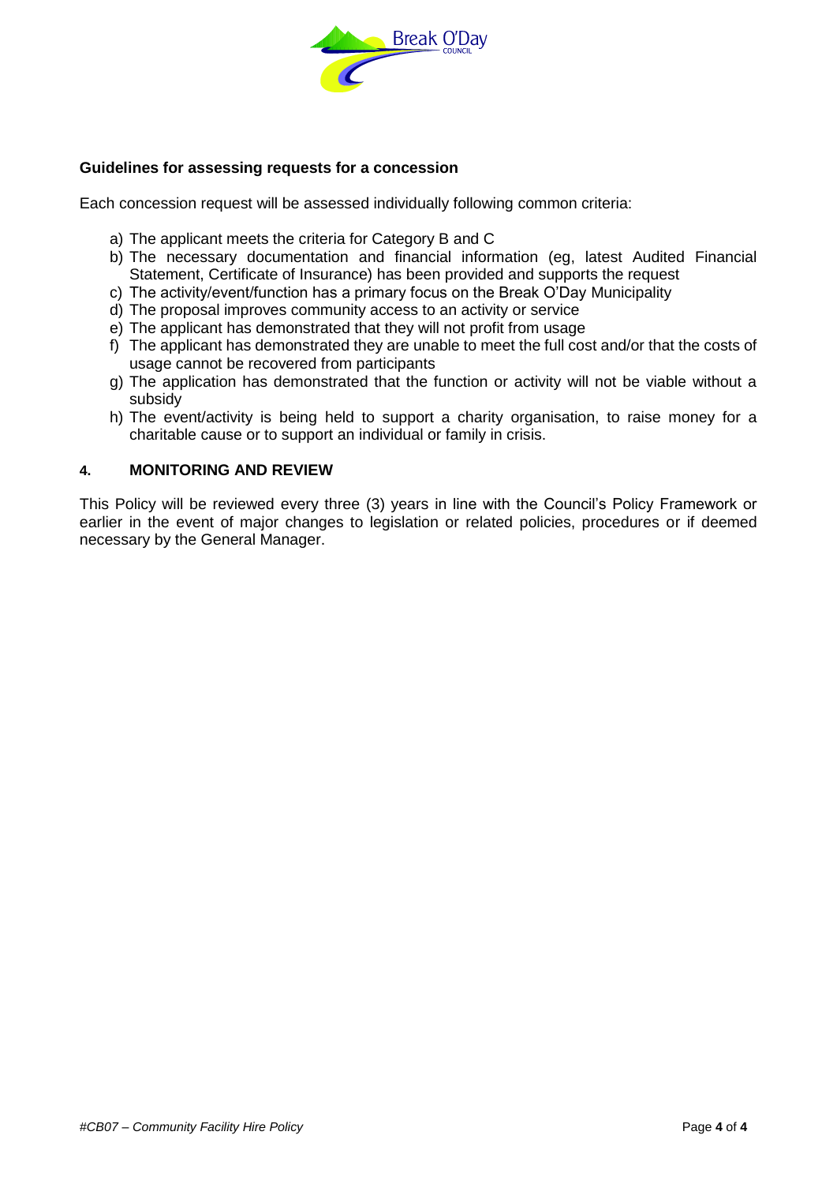**Guidelines for assessing requests for a concession**

Each concession request will be assessed individually following common criteria:

a) The applicant meets the criteria for Category B and C
b) The necessary documentation and financial information (eg, latest Audited Financial Statement, Certificate of Insurance) has been provided and supports the request
c) The activity/event/function has a primary focus on the Break O'Day Municipality
d) The proposal improves community access to an activity or service
e) The applicant has demonstrated that they will not profit from usage
f) The applicant has demonstrated they are unable to meet the full cost and/or that the costs of usage cannot be recovered from participants
g) The application has demonstrated that the function or activity will not be viable without a subsidy
h) The event/activity is being held to support a charity organisation, to raise money for a charitable cause or to support an individual or family in crisis.

## 4. MONITORING AND REVIEW

This Policy will be reviewed every three (3) years in line with the Council's Policy Framework or earlier in the event of major changes to legislation or related policies, procedures or if deemed necessary by the General Manager.